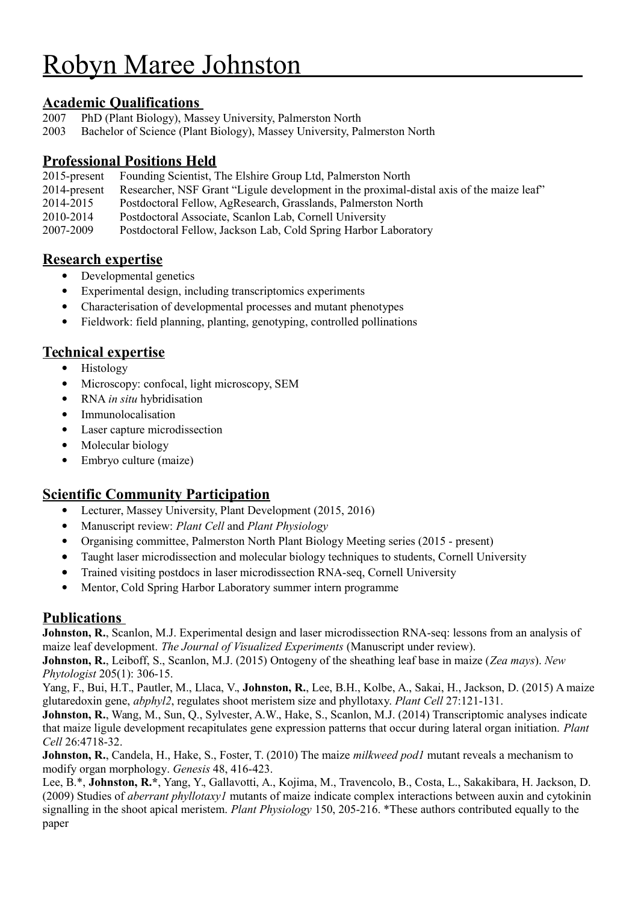# Robyn Maree Johnston

## Academic Qualifications

2007 PhD (Plant Biology), Massey University, Palmerston North
2003 Bachelor of Science (Plant Biology), Massey University, Palmerston North

## Professional Positions Held

2015-present Founding Scientist, The Elshire Group Ltd, Palmerston North
2014-present Researcher, NSF Grant "Ligule development in the proximal-distal axis of the maize leaf"
2014-2015 Postdoctoral Fellow, AgResearch, Grasslands, Palmerston North
2010-2014 Postdoctoral Associate, Scanlon Lab, Cornell University
2007-2009 Postdoctoral Fellow, Jackson Lab, Cold Spring Harbor Laboratory

## Research expertise

- Developmental genetics
- Experimental design, including transcriptomics experiments
- Characterisation of developmental processes and mutant phenotypes
- Fieldwork: field planning, planting, genotyping, controlled pollinations

## Technical expertise

- Histology
- Microscopy: confocal, light microscopy, SEM
- RNA *in situ* hybridisation
- Immunolocalisation
- Laser capture microdissection
- Molecular biology
- Embryo culture (maize)

## Scientific Community Participation

- Lecturer, Massey University, Plant Development (2015, 2016)
- Manuscript review: *Plant Cell* and *Plant Physiology*
- Organising committee, Palmerston North Plant Biology Meeting series (2015 - present)
- Taught laser microdissection and molecular biology techniques to students, Cornell University
- Trained visiting postdocs in laser microdissection RNA-seq, Cornell University
- Mentor, Cold Spring Harbor Laboratory summer intern programme

## Publications

**Johnston, R.**, Scanlon, M.J. Experimental design and laser microdissection RNA-seq: lessons from an analysis of maize leaf development. *The Journal of Visualized Experiments* (Manuscript under review).

**Johnston, R.**, Leiboff, S., Scanlon, M.J. (2015) Ontogeny of the sheathing leaf base in maize (*Zea mays*). *New Phytologist* 205(1): 306-15.

Yang, F., Bui, H.T., Pautler, M., Llaca, V., **Johnston, R.**, Lee, B.H., Kolbe, A., Sakai, H., Jackson, D. (2015) A maize glutaredoxin gene, *abphyl2*, regulates shoot meristem size and phyllotaxy. *Plant Cell* 27:121-131.

**Johnston, R.**, Wang, M., Sun, Q., Sylvester, A.W., Hake, S., Scanlon, M.J. (2014) Transcriptomic analyses indicate that maize ligule development recapitulates gene expression patterns that occur during lateral organ initiation. *Plant Cell* 26:4718-32.

**Johnston, R.**, Candela, H., Hake, S., Foster, T. (2010) The maize *milkweed pod1* mutant reveals a mechanism to modify organ morphology. *Genesis* 48, 416-423.

Lee, B.\*, **Johnston, R.\***, Yang, Y., Gallavotti, A., Kojima, M., Travencolo, B., Costa, L., Sakakibara, H. Jackson, D. (2009) Studies of *aberrant phyllotaxy1* mutants of maize indicate complex interactions between auxin and cytokinin signalling in the shoot apical meristem. *Plant Physiology* 150, 205-216. \*These authors contributed equally to the paper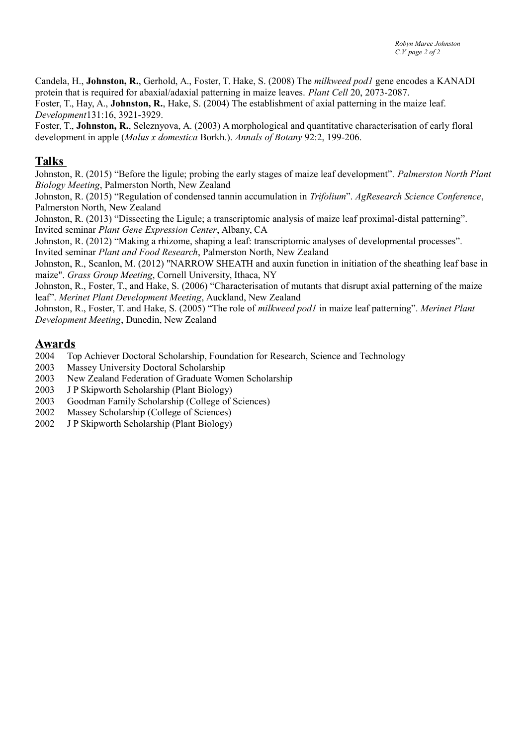Candela, H., **Johnston, R.**, Gerhold, A., Foster, T. Hake, S. (2008) The *milkweed pod1* gene encodes a KANADI protein that is required for abaxial/adaxial patterning in maize leaves. *Plant Cell* 20, 2073-2087.
Foster, T., Hay, A., **Johnston, R.**, Hake, S. (2004) The establishment of axial patterning in the maize leaf. *Development*131:16, 3921-3929.
Foster, T., **Johnston, R.**, Seleznyova, A. (2003) A morphological and quantitative characterisation of early floral development in apple (*Malus x domestica* Borkh.). *Annals of Botany* 92:2, 199-206.

## Talks

Johnston, R. (2015) "Before the ligule; probing the early stages of maize leaf development". *Palmerston North Plant Biology Meeting*, Palmerston North, New Zealand
Johnston, R. (2015) "Regulation of condensed tannin accumulation in *Trifolium*". *AgResearch Science Conference*, Palmerston North, New Zealand
Johnston, R. (2013) "Dissecting the Ligule; a transcriptomic analysis of maize leaf proximal-distal patterning". Invited seminar *Plant Gene Expression Center*, Albany, CA
Johnston, R. (2012) "Making a rhizome, shaping a leaf: transcriptomic analyses of developmental processes". Invited seminar *Plant and Food Research*, Palmerston North, New Zealand
Johnston, R., Scanlon, M. (2012) "NARROW SHEATH and auxin function in initiation of the sheathing leaf base in maize". *Grass Group Meeting*, Cornell University, Ithaca, NY
Johnston, R., Foster, T., and Hake, S. (2006) "Characterisation of mutants that disrupt axial patterning of the maize leaf". *Merinet Plant Development Meeting*, Auckland, New Zealand
Johnston, R., Foster, T. and Hake, S. (2005) "The role of *milkweed pod1* in maize leaf patterning". *Merinet Plant Development Meeting*, Dunedin, New Zealand

## Awards

2004 Top Achiever Doctoral Scholarship, Foundation for Research, Science and Technology
2003 Massey University Doctoral Scholarship
2003 New Zealand Federation of Graduate Women Scholarship
2003 J P Skipworth Scholarship (Plant Biology)
2003 Goodman Family Scholarship (College of Sciences)
2002 Massey Scholarship (College of Sciences)
2002 J P Skipworth Scholarship (Plant Biology)